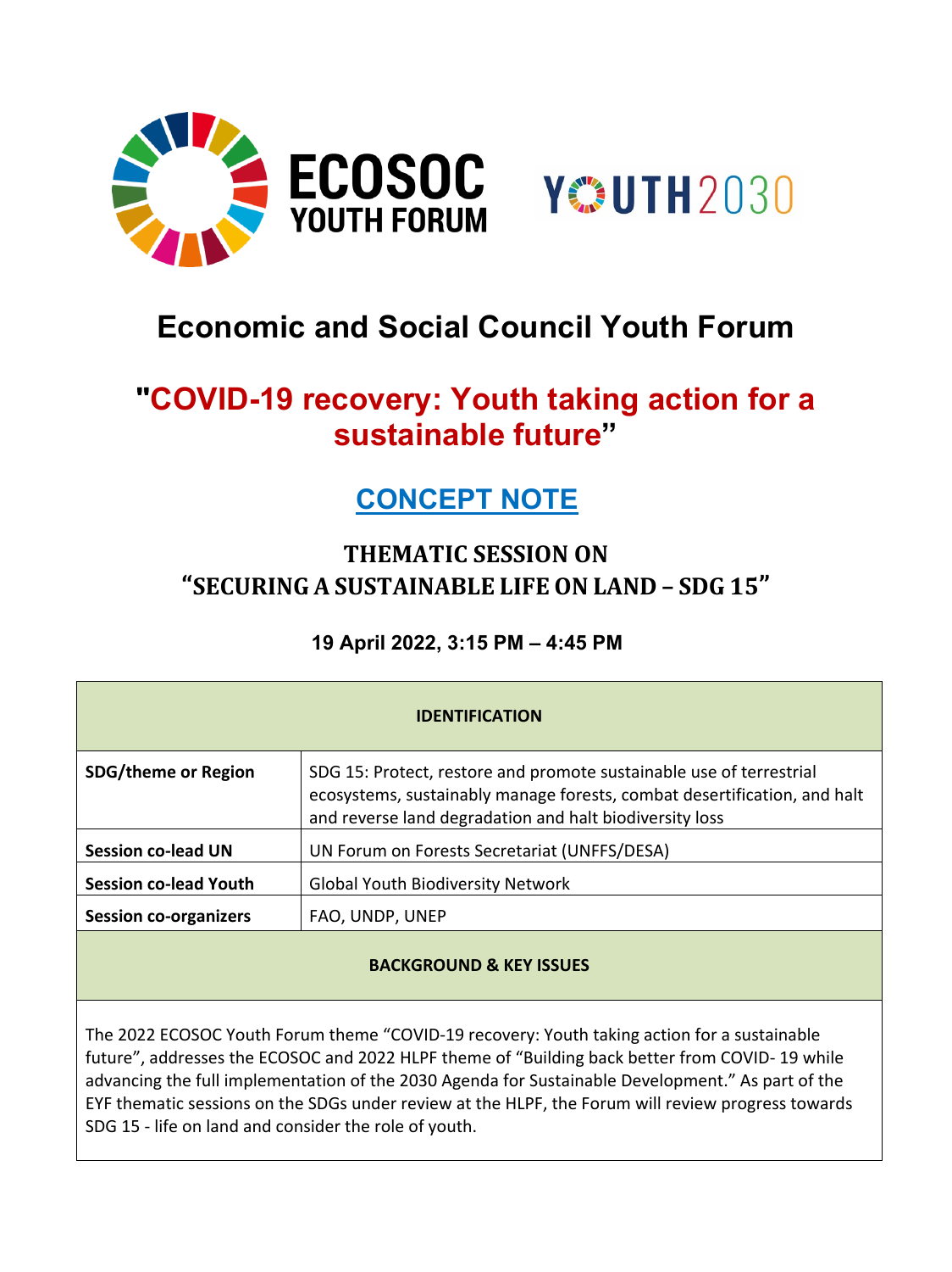# Economic and Social Council Youth Forum

## "COVID-19 recovery: Youth taking action for a sustainable future"

## CONCEPT NOTE

### THEMATIC SESSION ON "SECURING A SUSTAINABLE LIFE ON LAND – SDG 15"

**19 April 2022, 3:15 PM – 4:45 PM**

| IDENTIFICATION | |
|---|---|
| **SDG/theme or Region** | SDG 15: Protect, restore and promote sustainable use of terrestrial ecosystems, sustainably manage forests, combat desertification, and halt and reverse land degradation and halt biodiversity loss |
| **Session co-lead UN** | UN Forum on Forests Secretariat (UNFFS/DESA) |
| **Session co-lead Youth** | Global Youth Biodiversity Network |
| **Session co-organizers** | FAO, UNDP, UNEP |
| **BACKGROUND & KEY ISSUES** | |

The 2022 ECOSOC Youth Forum theme "COVID-19 recovery: Youth taking action for a sustainable future", addresses the ECOSOC and 2022 HLPF theme of "Building back better from COVID- 19 while advancing the full implementation of the 2030 Agenda for Sustainable Development." As part of the EYF thematic sessions on the SDGs under review at the HLPF, the Forum will review progress towards SDG 15 - life on land and consider the role of youth.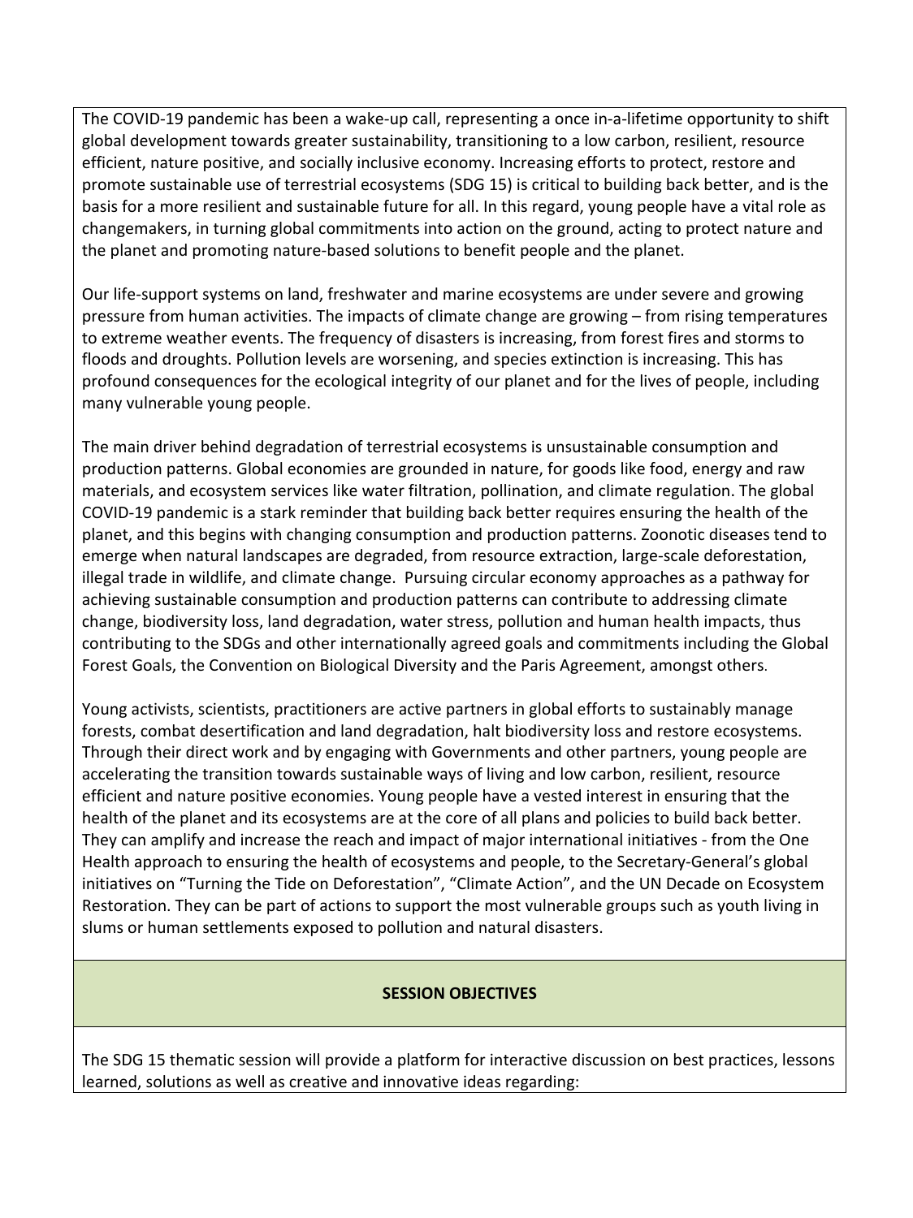The COVID-19 pandemic has been a wake-up call, representing a once in-a-lifetime opportunity to shift global development towards greater sustainability, transitioning to a low carbon, resilient, resource efficient, nature positive, and socially inclusive economy. Increasing efforts to protect, restore and promote sustainable use of terrestrial ecosystems (SDG 15) is critical to building back better, and is the basis for a more resilient and sustainable future for all. In this regard, young people have a vital role as changemakers, in turning global commitments into action on the ground, acting to protect nature and the planet and promoting nature-based solutions to benefit people and the planet.

Our life-support systems on land, freshwater and marine ecosystems are under severe and growing pressure from human activities. The impacts of climate change are growing – from rising temperatures to extreme weather events. The frequency of disasters is increasing, from forest fires and storms to floods and droughts. Pollution levels are worsening, and species extinction is increasing. This has profound consequences for the ecological integrity of our planet and for the lives of people, including many vulnerable young people.

The main driver behind degradation of terrestrial ecosystems is unsustainable consumption and production patterns. Global economies are grounded in nature, for goods like food, energy and raw materials, and ecosystem services like water filtration, pollination, and climate regulation. The global COVID-19 pandemic is a stark reminder that building back better requires ensuring the health of the planet, and this begins with changing consumption and production patterns. Zoonotic diseases tend to emerge when natural landscapes are degraded, from resource extraction, large-scale deforestation, illegal trade in wildlife, and climate change. Pursuing circular economy approaches as a pathway for achieving sustainable consumption and production patterns can contribute to addressing climate change, biodiversity loss, land degradation, water stress, pollution and human health impacts, thus contributing to the SDGs and other internationally agreed goals and commitments including the Global Forest Goals, the Convention on Biological Diversity and the Paris Agreement, amongst others.

Young activists, scientists, practitioners are active partners in global efforts to sustainably manage forests, combat desertification and land degradation, halt biodiversity loss and restore ecosystems. Through their direct work and by engaging with Governments and other partners, young people are accelerating the transition towards sustainable ways of living and low carbon, resilient, resource efficient and nature positive economies. Young people have a vested interest in ensuring that the health of the planet and its ecosystems are at the core of all plans and policies to build back better. They can amplify and increase the reach and impact of major international initiatives - from the One Health approach to ensuring the health of ecosystems and people, to the Secretary-General's global initiatives on "Turning the Tide on Deforestation", "Climate Action", and the UN Decade on Ecosystem Restoration. They can be part of actions to support the most vulnerable groups such as youth living in slums or human settlements exposed to pollution and natural disasters.

## SESSION OBJECTIVES

The SDG 15 thematic session will provide a platform for interactive discussion on best practices, lessons learned, solutions as well as creative and innovative ideas regarding: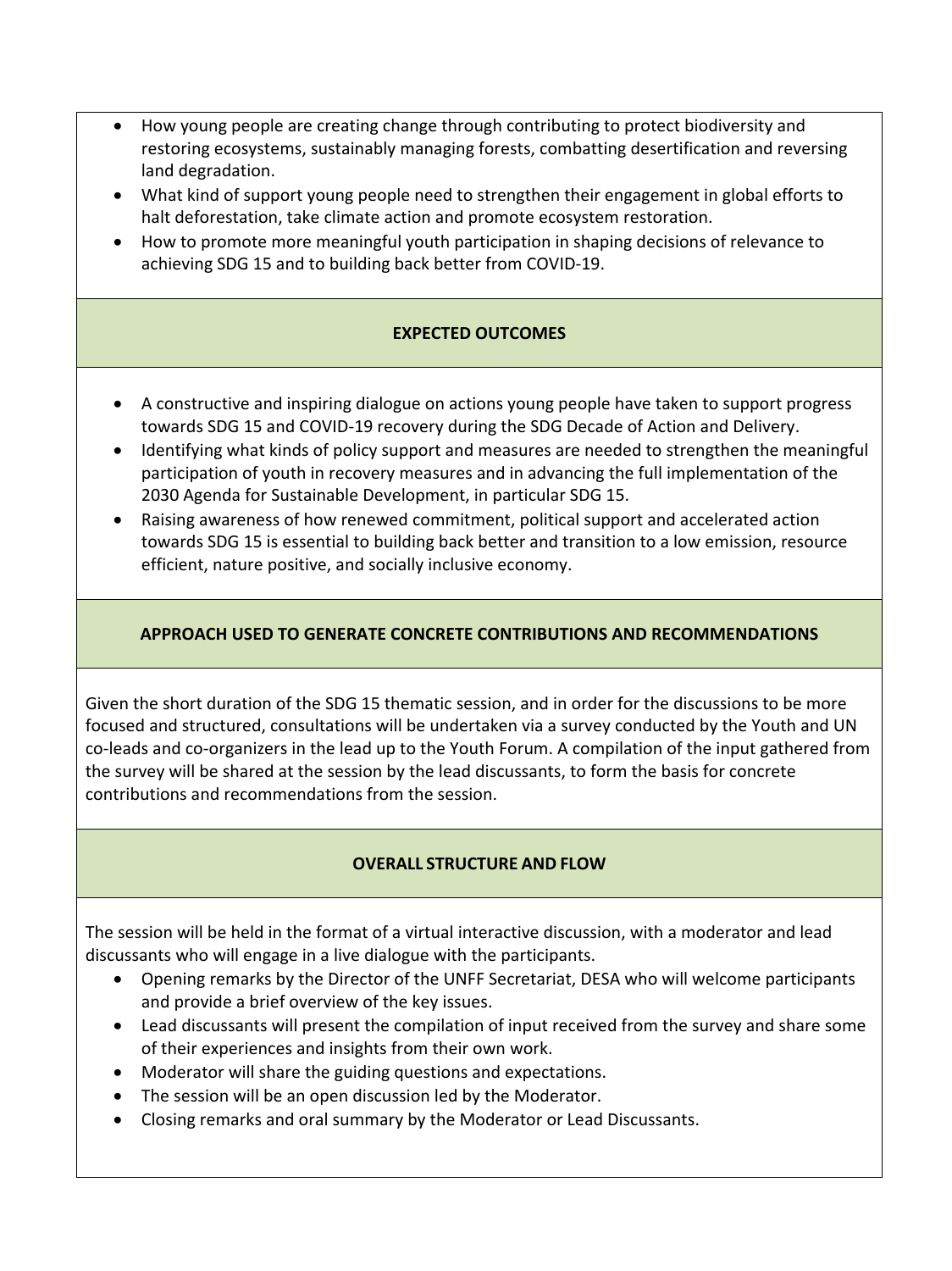- How young people are creating change through contributing to protect biodiversity and restoring ecosystems, sustainably managing forests, combatting desertification and reversing land degradation.
- What kind of support young people need to strengthen their engagement in global efforts to halt deforestation, take climate action and promote ecosystem restoration.
- How to promote more meaningful youth participation in shaping decisions of relevance to achieving SDG 15 and to building back better from COVID-19.

## EXPECTED OUTCOMES

- A constructive and inspiring dialogue on actions young people have taken to support progress towards SDG 15 and COVID-19 recovery during the SDG Decade of Action and Delivery.
- Identifying what kinds of policy support and measures are needed to strengthen the meaningful participation of youth in recovery measures and in advancing the full implementation of the 2030 Agenda for Sustainable Development, in particular SDG 15.
- Raising awareness of how renewed commitment, political support and accelerated action towards SDG 15 is essential to building back better and transition to a low emission, resource efficient, nature positive, and socially inclusive economy.

## APPROACH USED TO GENERATE CONCRETE CONTRIBUTIONS AND RECOMMENDATIONS

Given the short duration of the SDG 15 thematic session, and in order for the discussions to be more focused and structured, consultations will be undertaken via a survey conducted by the Youth and UN co-leads and co-organizers in the lead up to the Youth Forum. A compilation of the input gathered from the survey will be shared at the session by the lead discussants, to form the basis for concrete contributions and recommendations from the session.

## OVERALL STRUCTURE AND FLOW

The session will be held in the format of a virtual interactive discussion, with a moderator and lead discussants who will engage in a live dialogue with the participants.

- Opening remarks by the Director of the UNFF Secretariat, DESA who will welcome participants and provide a brief overview of the key issues.
- Lead discussants will present the compilation of input received from the survey and share some of their experiences and insights from their own work.
- Moderator will share the guiding questions and expectations.
- The session will be an open discussion led by the Moderator.
- Closing remarks and oral summary by the Moderator or Lead Discussants.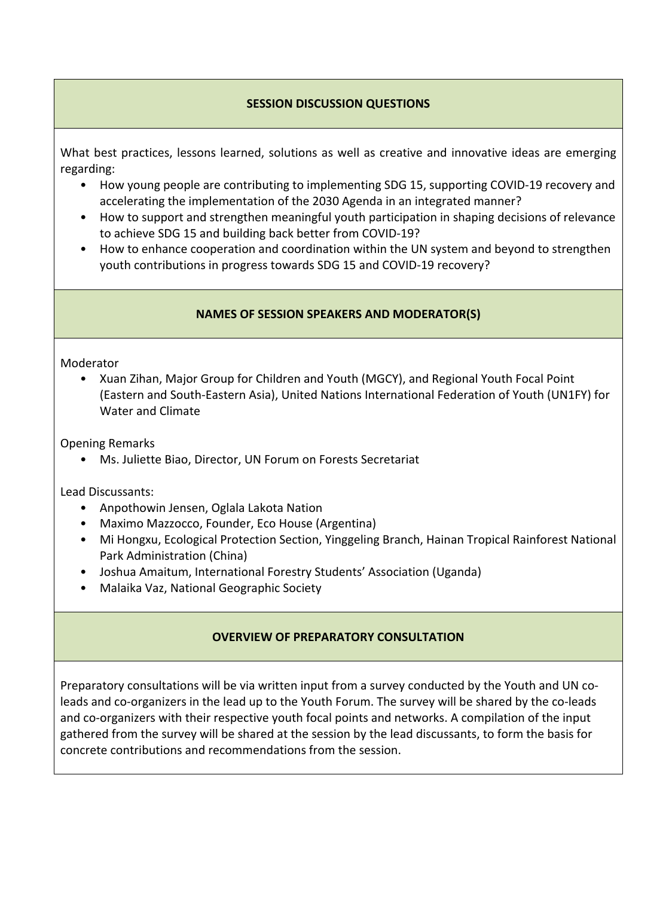## SESSION DISCUSSION QUESTIONS

What best practices, lessons learned, solutions as well as creative and innovative ideas are emerging regarding:

- How young people are contributing to implementing SDG 15, supporting COVID-19 recovery and accelerating the implementation of the 2030 Agenda in an integrated manner?
- How to support and strengthen meaningful youth participation in shaping decisions of relevance to achieve SDG 15 and building back better from COVID-19?
- How to enhance cooperation and coordination within the UN system and beyond to strengthen youth contributions in progress towards SDG 15 and COVID-19 recovery?

## NAMES OF SESSION SPEAKERS AND MODERATOR(S)

Moderator

- Xuan Zihan, Major Group for Children and Youth (MGCY), and Regional Youth Focal Point (Eastern and South-Eastern Asia), United Nations International Federation of Youth (UN1FY) for Water and Climate

Opening Remarks

- Ms. Juliette Biao, Director, UN Forum on Forests Secretariat

Lead Discussants:

- Anpothowin Jensen, Oglala Lakota Nation
- Maximo Mazzocco, Founder, Eco House (Argentina)
- Mi Hongxu, Ecological Protection Section, Yinggeling Branch, Hainan Tropical Rainforest National Park Administration (China)
- Joshua Amaitum, International Forestry Students' Association (Uganda)
- Malaika Vaz, National Geographic Society

## OVERVIEW OF PREPARATORY CONSULTATION

Preparatory consultations will be via written input from a survey conducted by the Youth and UN co-leads and co-organizers in the lead up to the Youth Forum. The survey will be shared by the co-leads and co-organizers with their respective youth focal points and networks. A compilation of the input gathered from the survey will be shared at the session by the lead discussants, to form the basis for concrete contributions and recommendations from the session.